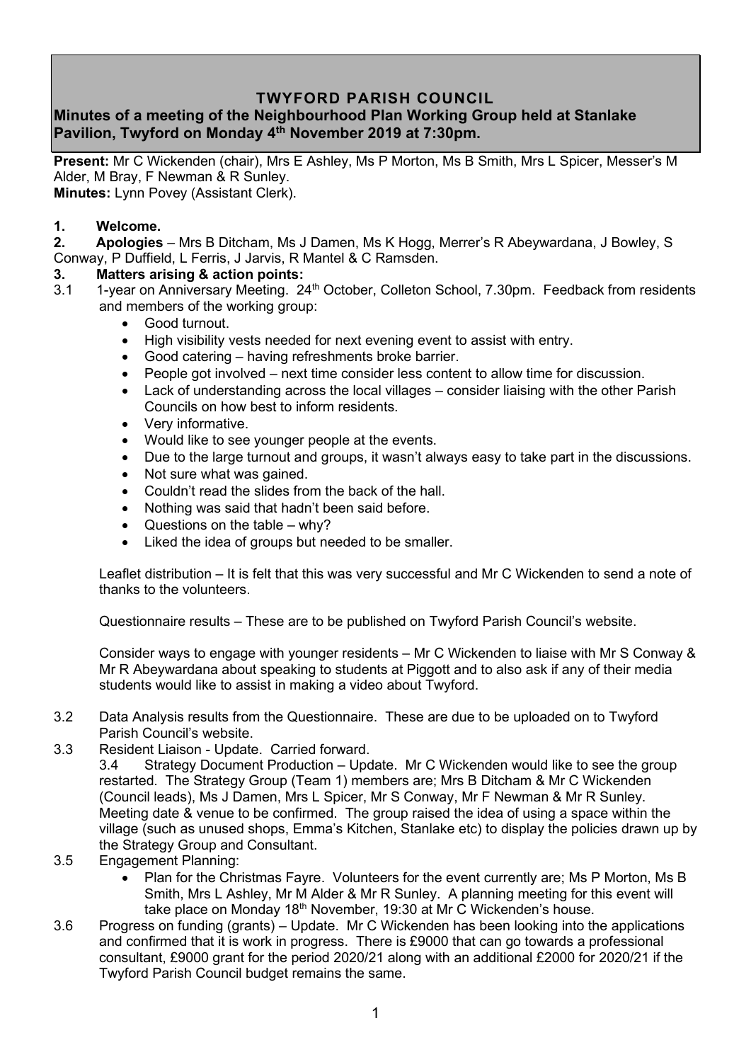**TWYFORD PARISH COUNCIL**

**Minutes of a meeting of the Neighbourhood Plan Working Group held at Stanlake Pavilion, Twyford on Monday 4th November 2019 at 7:30pm.**

**Present:** Mr C Wickenden (chair), Mrs E Ashley, Ms P Morton, Ms B Smith, Mrs L Spicer, Messer's M Alder, M Bray, F Newman & R Sunley.
**Minutes:** Lynn Povey (Assistant Clerk).

**1. Welcome.**

**2. Apologies** – Mrs B Ditcham, Ms J Damen, Ms K Hogg, Merrer's R Abeywardana, J Bowley, S Conway, P Duffield, L Ferris, J Jarvis, R Mantel & C Ramsden.

**3. Matters arising & action points:**

3.1 1-year on Anniversary Meeting. 24th October, Colleton School, 7.30pm. Feedback from residents and members of the working group:

- Good turnout.
- High visibility vests needed for next evening event to assist with entry.
- Good catering – having refreshments broke barrier.
- People got involved – next time consider less content to allow time for discussion.
- Lack of understanding across the local villages – consider liaising with the other Parish Councils on how best to inform residents.
- Very informative.
- Would like to see younger people at the events.
- Due to the large turnout and groups, it wasn't always easy to take part in the discussions.
- Not sure what was gained.
- Couldn't read the slides from the back of the hall.
- Nothing was said that hadn't been said before.
- Questions on the table – why?
- Liked the idea of groups but needed to be smaller.

Leaflet distribution – It is felt that this was very successful and Mr C Wickenden to send a note of thanks to the volunteers.

Questionnaire results – These are to be published on Twyford Parish Council's website.

Consider ways to engage with younger residents – Mr C Wickenden to liaise with Mr S Conway & Mr R Abeywardana about speaking to students at Piggott and to also ask if any of their media students would like to assist in making a video about Twyford.

3.2 Data Analysis results from the Questionnaire. These are due to be uploaded on to Twyford Parish Council's website.

3.3 Resident Liaison - Update. Carried forward.

3.4 Strategy Document Production – Update. Mr C Wickenden would like to see the group restarted. The Strategy Group (Team 1) members are; Mrs B Ditcham & Mr C Wickenden (Council leads), Ms J Damen, Mrs L Spicer, Mr S Conway, Mr F Newman & Mr R Sunley. Meeting date & venue to be confirmed. The group raised the idea of using a space within the village (such as unused shops, Emma's Kitchen, Stanlake etc) to display the policies drawn up by the Strategy Group and Consultant.

3.5 Engagement Planning:

- Plan for the Christmas Fayre. Volunteers for the event currently are; Ms P Morton, Ms B Smith, Mrs L Ashley, Mr M Alder & Mr R Sunley. A planning meeting for this event will take place on Monday 18th November, 19:30 at Mr C Wickenden's house.

3.6 Progress on funding (grants) – Update. Mr C Wickenden has been looking into the applications and confirmed that it is work in progress. There is £9000 that can go towards a professional consultant, £9000 grant for the period 2020/21 along with an additional £2000 for 2020/21 if the Twyford Parish Council budget remains the same.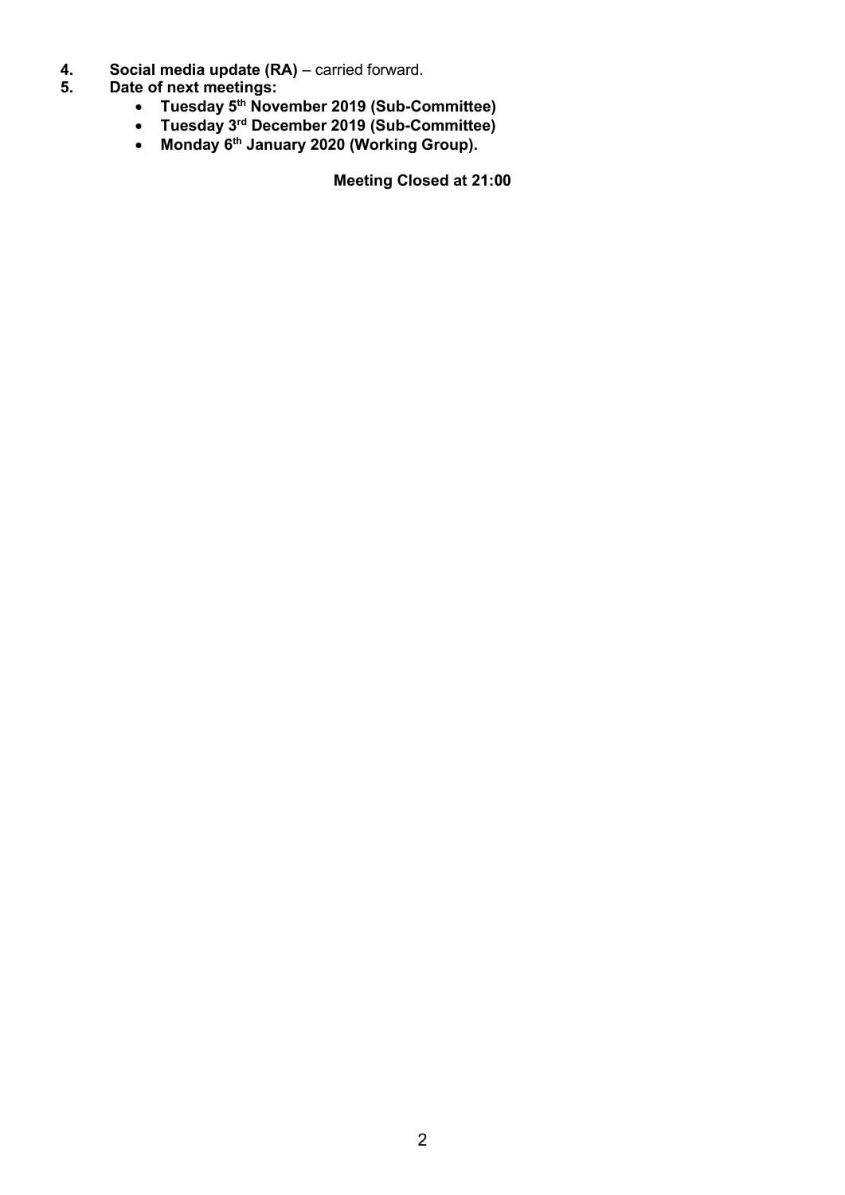4. **Social media update (RA)** – carried forward.
5. **Date of next meetings:**
   - **Tuesday 5th November 2019 (Sub-Committee)**
   - **Tuesday 3rd December 2019 (Sub-Committee)**
   - **Monday 6th January 2020 (Working Group).**

**Meeting Closed at 21:00**